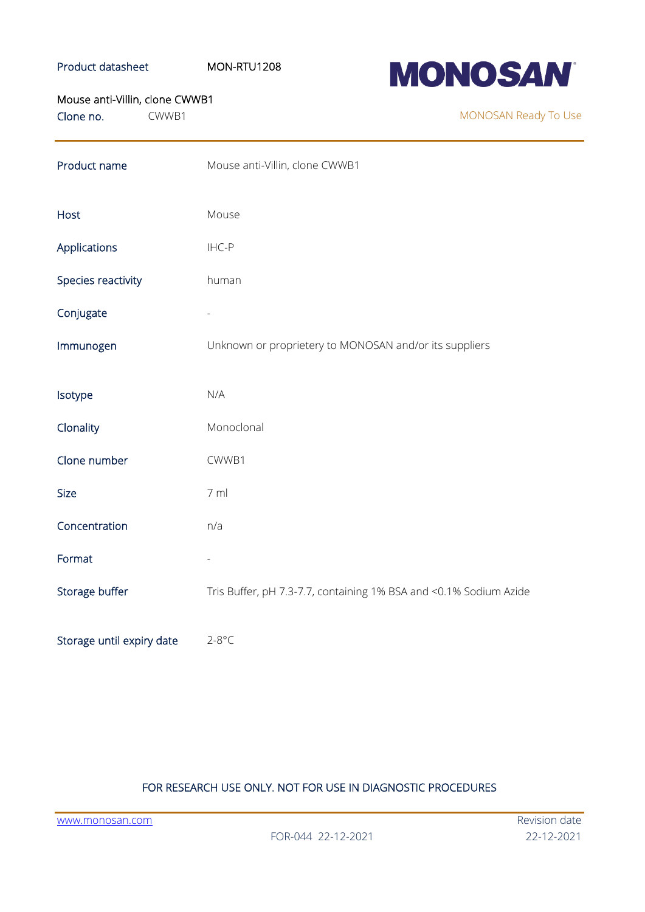Product datasheet MON-RTU1208

**MONOSAN**

Mouse anti-Villin, clone CWWB1

Clone no. CWWB1

MONOSAN Ready To Use

| | |
|---|---|
| Product name | Mouse anti-Villin, clone CWWB1 |
| Host | Mouse |
| Applications | IHC-P |
| Species reactivity | human |
| Conjugate | - |
| Immunogen | Unknown or proprietery to MONOSAN and/or its suppliers |
| Isotype | N/A |
| Clonality | Monoclonal |
| Clone number | CWWB1 |
| Size | 7 ml |
| Concentration | n/a |
| Format | - |
| Storage buffer | Tris Buffer, pH 7.3-7.7, containing 1% BSA and <0.1% Sodium Azide |
| Storage until expiry date | 2-8°C |

FOR RESEARCH USE ONLY. NOT FOR USE IN DIAGNOSTIC PROCEDURES

www.monosan.com

FOR-044 22-12-2021

Revision date 22-12-2021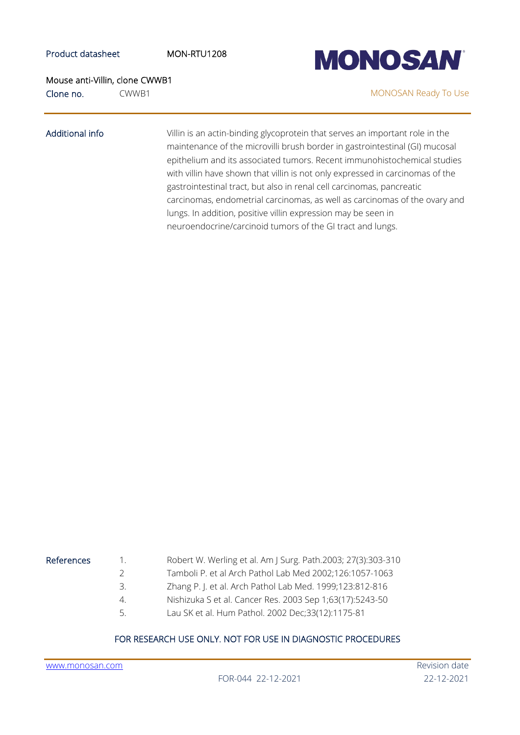Product datasheet MON-RTU1208

Mouse anti-Villin, clone CWWB1

Clone no. CWWB1

MONOSAN Ready To Use

## Additional info

Villin is an actin-binding glycoprotein that serves an important role in the maintenance of the microvilli brush border in gastrointestinal (GI) mucosal epithelium and its associated tumors. Recent immunohistochemical studies with villin have shown that villin is not only expressed in carcinomas of the gastrointestinal tract, but also in renal cell carcinomas, pancreatic carcinomas, endometrial carcinomas, as well as carcinomas of the ovary and lungs. In addition, positive villin expression may be seen in neuroendocrine/carcinoid tumors of the GI tract and lungs.

## References

1. Robert W. Werling et al. Am J Surg. Path.2003; 27(3):303-310
2. Tamboli P. et al Arch Pathol Lab Med 2002;126:1057-1063
3. Zhang P. J. et al. Arch Pathol Lab Med. 1999;123:812-816
4. Nishizuka S et al. Cancer Res. 2003 Sep 1;63(17):5243-50
5. Lau SK et al. Hum Pathol. 2002 Dec;33(12):1175-81

FOR RESEARCH USE ONLY. NOT FOR USE IN DIAGNOSTIC PROCEDURES

www.monosan.com

Revision date 22-12-2021